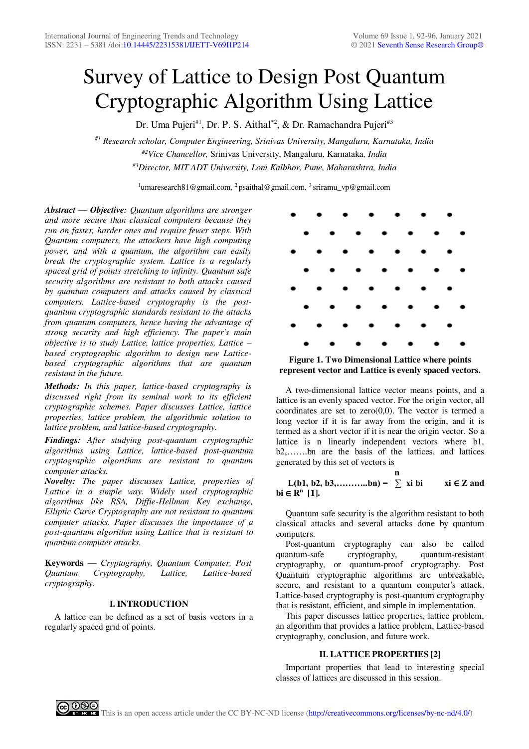# Survey of Lattice to Design Post Quantum Cryptographic Algorithm Using Lattice

Dr. Uma Pujeri[#1], Dr. P. S. Aithal[*2], & Dr. Ramachandra Pujeri[#3]

[#1] *Research scholar, Computer Engineering, Srinivas University, Mangaluru, Karnataka, India*
[#2] *Vice Chancellor,* Srinivas University, Mangaluru, Karnataka*, India*
[#3] *Director, MIT ADT University, Loni Kalbhor, Pune, Maharashtra, India*

[1]umaresearch81@gmail.com, [2]psaithal@gmail.com, [3]sriramu_vp@gmail.com

***Abstract* — *Objective:*** *Quantum algorithms are stronger and more secure than classical computers because they run on faster, harder ones and require fewer steps. With Quantum computers, the attackers have high computing power, and with a quantum, the algorithm can easily break the cryptographic system. Lattice is a regularly spaced grid of points stretching to infinity. Quantum safe security algorithms are resistant to both attacks caused by quantum computers and attacks caused by classical computers. Lattice-based cryptography is the post-quantum cryptographic standards resistant to the attacks from quantum computers, hence having the advantage of strong security and high efficiency. The paper's main objective is to study Lattice, lattice properties, Lattice – based cryptographic algorithm to design new Lattice-based cryptographic algorithms that are quantum resistant in the future.*

***Methods:*** *In this paper, lattice-based cryptography is discussed right from its seminal work to its efficient cryptographic schemes. Paper discusses Lattice, lattice properties, lattice problem, the algorithmic solution to lattice problem, and lattice-based cryptography.*

***Findings:*** *After studying post-quantum cryptographic algorithms using Lattice, lattice-based post-quantum cryptographic algorithms are resistant to quantum computer attacks.*

***Novelty:*** *The paper discusses Lattice, properties of Lattice in a simple way. Widely used cryptographic algorithms like RSA, Diffie-Hellman Key exchange, Elliptic Curve Cryptography are not resistant to quantum computer attacks. Paper discusses the importance of a post-quantum algorithm using Lattice that is resistant to quantum computer attacks.*

**Keywords** — *Cryptography, Quantum Computer, Post Quantum Cryptography, Lattice, Lattice-based cryptography.*

## I. INTRODUCTION

A lattice can be defined as a set of basis vectors in a regularly spaced grid of points.

**Figure 1. Two Dimensional Lattice where points represent vector and Lattice is evenly spaced vectors.**

A two-dimensional lattice vector means points, and a lattice is an evenly spaced vector. For the origin vector, all coordinates are set to zero(0,0). The vector is termed a long vector if it is far away from the origin, and it is termed as a short vector if it is near the origin vector. So a lattice is n linearly independent vectors where b1, b2,…….bn are the basis of the lattices, and lattices generated by this set of vectors is

$$L(b_1, b_2, b_3, \ldots\ldots\ldots b_n) = \sum^{n} x_i b_i \qquad x_i \in \mathbb{Z} \text{ and } b_i \in \mathbb{R}^n$$ **[1].**

Quantum safe security is the algorithm resistant to both classical attacks and several attacks done by quantum computers.

Post-quantum cryptography can also be called quantum-safe cryptography, quantum-resistant cryptography, or quantum-proof cryptography. Post Quantum cryptographic algorithms are unbreakable, secure, and resistant to a quantum computer's attack. Lattice-based cryptography is post-quantum cryptography that is resistant, efficient, and simple in implementation.

This paper discusses lattice properties, lattice problem, an algorithm that provides a lattice problem, Lattice-based cryptography, conclusion, and future work.

## II. LATTICE PROPERTIES [2]

Important properties that lead to interesting special classes of lattices are discussed in this session.

This is an open access article under the CC BY-NC-ND license (http://creativecommons.org/licenses/by-nc-nd/4.0/)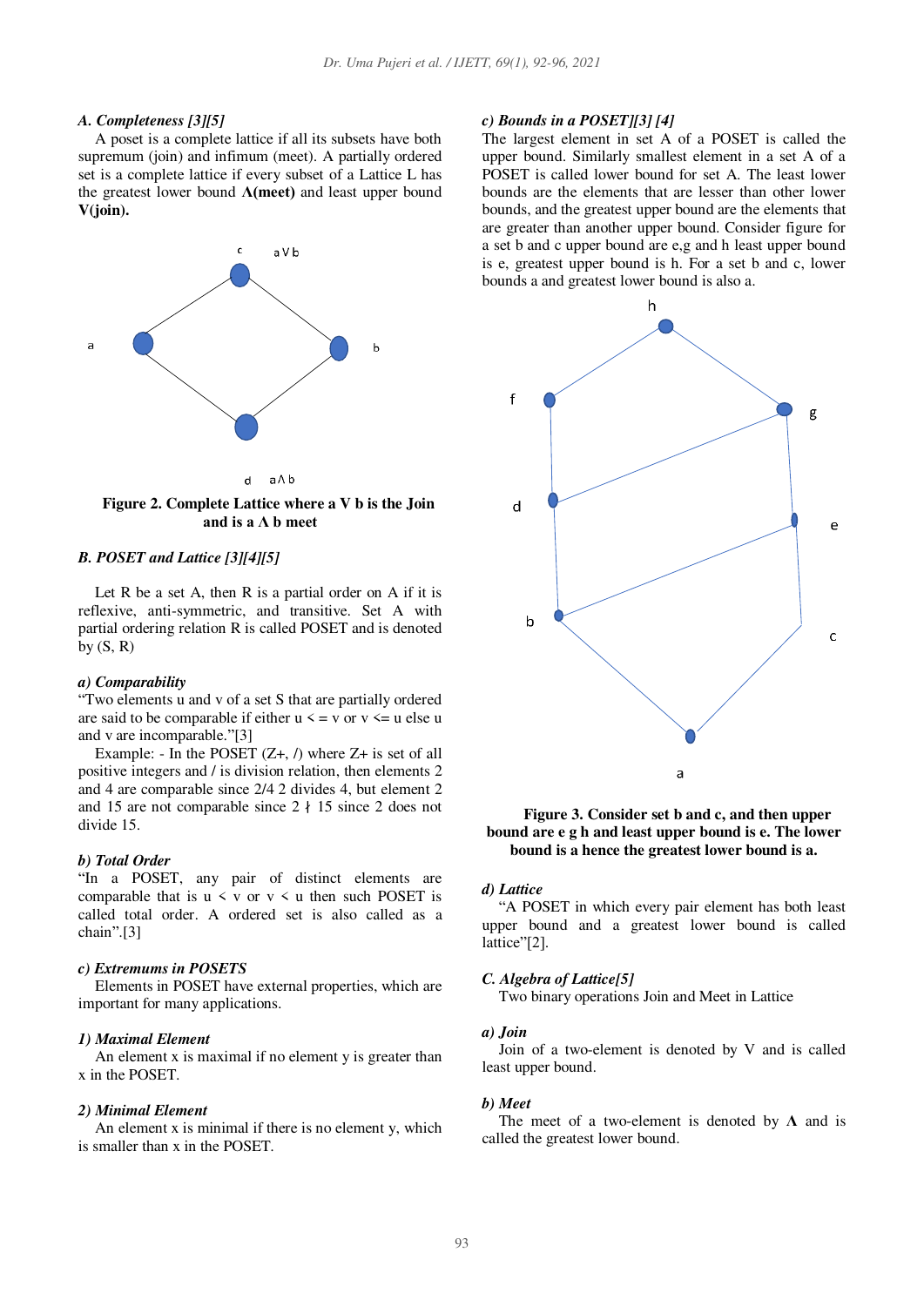### A. Completeness [3][5]

A poset is a complete lattice if all its subsets have both supremum (join) and infimum (meet). A partially ordered set is a complete lattice if every subset of a Lattice L has the greatest lower bound **Λ(meet)** and least upper bound **V(join).**

c a V b

a b

d a Λ b

**Figure 2. Complete Lattice where a V b is the Join and is a Λ b meet**

### B. POSET and Lattice [3][4][5]

Let R be a set A, then R is a partial order on A if it is reflexive, anti-symmetric, and transitive. Set A with partial ordering relation R is called POSET and is denoted by (S, R)

#### a) Comparability

"Two elements u and v of a set S that are partially ordered are said to be comparable if either u < = v or v <= u else u and v are incomparable."[3]

Example: - In the POSET (Z+, /) where Z+ is set of all positive integers and / is division relation, then elements 2 and 4 are comparable since 2/4 2 divides 4, but element 2 and 15 are not comparable since 2 ∤ 15 since 2 does not divide 15.

#### b) Total Order

"In a POSET, any pair of distinct elements are comparable that is u < v or v < u then such POSET is called total order. A ordered set is also called as a chain".[3]

#### c) Extremums in POSETS

Elements in POSET have external properties, which are important for many applications.

#### 1) Maximal Element

An element x is maximal if no element y is greater than x in the POSET.

#### 2) Minimal Element

An element x is minimal if there is no element y, which is smaller than x in the POSET.

#### c) Bounds in a POSET][3] [4]

The largest element in set A of a POSET is called the upper bound. Similarly smallest element in a set A of a POSET is called lower bound for set A. The least lower bounds are the elements that are lesser than other lower bounds, and the greatest upper bound are the elements that are greater than another upper bound. Consider figure for a set b and c upper bound are e,g and h least upper bound is e, greatest upper bound is h. For a set b and c, lower bounds a and greatest lower bound is also a.

h

f g

d e

b c

a

**Figure 3. Consider set b and c, and then upper bound are e g h and least upper bound is e. The lower bound is a hence the greatest lower bound is a.**

#### d) Lattice

"A POSET in which every pair element has both least upper bound and a greatest lower bound is called lattice"[2].

### C. Algebra of Lattice[5]

Two binary operations Join and Meet in Lattice

#### a) Join

Join of a two-element is denoted by V and is called least upper bound.

#### b) Meet

The meet of a two-element is denoted by **Λ** and is called the greatest lower bound.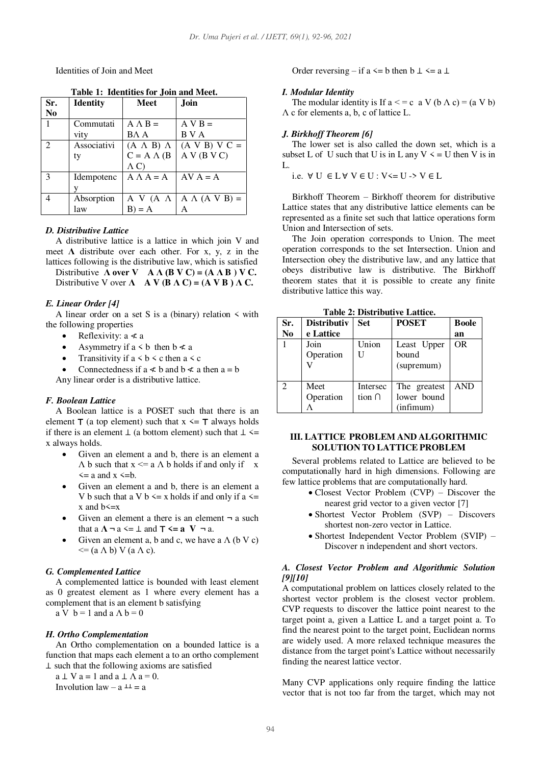Identities of Join and Meet

**Table 1: Identities for Join and Meet.**

| Sr. No | Identity | Meet | Join |
|---|---|---|---|
| 1 | Commutativity | $A \wedge B = B \wedge A$ | $A \vee B = B \vee A$ |
| 2 | Associativity | $(A \wedge B) \wedge C = A \wedge (B \wedge C)$ | $(A \vee B) \vee C = A \vee (B \vee C)$ |
| 3 | Idempotency | $A \wedge A = A$ | $A \vee A = A$ |
| 4 | Absorption law | $A \vee (A \wedge B) = A$ | $A \wedge (A \vee B) = A$ |

### *D. Distributive Lattice*

A distributive lattice is a lattice in which join V and meet **Λ** distribute over each other. For x, y, z in the lattices following is the distributive law, which is satisfied

Distributive **Λ over V** $\mathbf{A \wedge (B \vee C) = (A \wedge B) \vee C.}$

Distributive V over **Λ** $\mathbf{A \vee (B \wedge C) = (A \vee B) \wedge C.}$

### *E. Linear Order [4]*

A linear order on a set S is a (binary) relation $<$ with the following properties

- Reflexivity: $a \nless a$
- Asymmetry if $a < b$ then $b \nless a$
- Transitivity if $a < b < c$ then $a < c$
- Connectedness if $a \nless b$ and $b \nless a$ then $a = b$

Any linear order is a distributive lattice.

### *F. Boolean Lattice*

A Boolean lattice is a POSET such that there is an element $\top$ (a top element) such that $x \leq \top$ always holds if there is an element $\perp$ (a bottom element) such that $\perp \leq x$ always holds.

- Given an element a and b, there is an element $a \wedge b$ such that $x \leq a \wedge b$ holds if and only if $x \leq a$ and $x \leq b$.
- Given an element a and b, there is an element $a \vee b$ such that $a \vee b \leq x$ holds if and only if $a \leq x$ and $b \leq x$
- Given an element a there is an element $\neg a$ such that $a \wedge \neg a \leq \perp$ and $\top \leq a \vee \neg a$.
- Given an element a, b and c, we have $a \wedge (b \vee c) \leq (a \wedge b) \vee (a \wedge c)$.

### *G. Complemented Lattice*

A complemented lattice is bounded with least element as 0 greatest element as 1 where every element has a complement that is an element b satisfying

$a \vee b = 1$ and $a \wedge b = 0$

### *H. Ortho Complementation*

An Ortho complementation on a bounded lattice is a function that maps each element a to an ortho complement $\perp$ such that the following axioms are satisfied

$a^{\perp} \vee a = 1$ and $a^{\perp} \wedge a = 0$.

Involution law – $a^{\perp\perp} = a$

Order reversing – if $a \leq b$ then $b^{\perp} \leq a^{\perp}$

### *I. Modular Identity*

The modular identity is If $a \leq c$ $a \vee (b \wedge c) = (a \vee b) \wedge c$ for elements a, b, c of lattice L.

### *J. Birkhoff Theorem [6]*

The lower set is also called the down set, which is a subset L of U such that U is in L any $V \leq U$ then V is in L.

i.e. $\forall\, U \in L\, \forall\, V \in U : V \leq U \rightarrow V \in L$

Birkhoff Theorem – Birkhoff theorem for distributive Lattice states that any distributive lattice elements can be represented as a finite set such that lattice operations form Union and Intersection of sets.

The Join operation corresponds to Union. The meet operation corresponds to the set Intersection. Union and Intersection obey the distributive law, and any lattice that obeys distributive law is distributive. The Birkhoff theorem states that it is possible to create any finite distributive lattice this way.

**Table 2: Distributive Lattice.**

| Sr. No | Distributive Lattice | Set | POSET | Boolean |
|---|---|---|---|---|
| 1 | Join Operation V | Union U | Least Upper bound (supremum) | OR |
| 2 | Meet Operation Λ | Intersection ∩ | The greatest lower bound (infimum) | AND |

## III. LATTICE PROBLEM AND ALGORITHMIC SOLUTION TO LATTICE PROBLEM

Several problems related to Lattice are believed to be computationally hard in high dimensions. Following are few lattice problems that are computationally hard.

- Closest Vector Problem (CVP) – Discover the nearest grid vector to a given vector [7]
- Shortest Vector Problem (SVP) – Discovers shortest non-zero vector in Lattice.
- Shortest Independent Vector Problem (SVIP) – Discover n independent and short vectors.

### *A. Closest Vector Problem and Algorithmic Solution [9][10]*

A computational problem on lattices closely related to the shortest vector problem is the closest vector problem. CVP requests to discover the lattice point nearest to the target point a, given a Lattice L and a target point a. To find the nearest point to the target point, Euclidean norms are widely used. A more relaxed technique measures the distance from the target point's Lattice without necessarily finding the nearest lattice vector.

Many CVP applications only require finding the lattice vector that is not too far from the target, which may not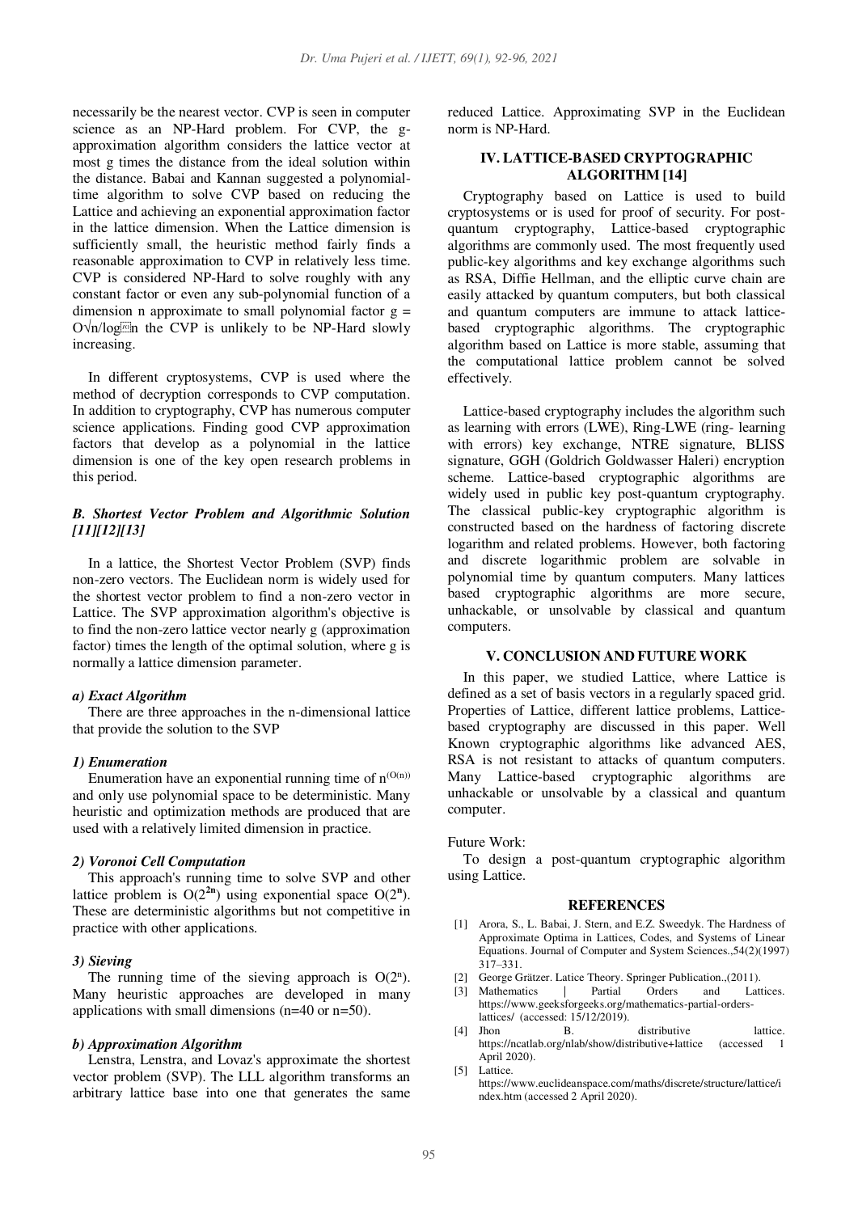necessarily be the nearest vector. CVP is seen in computer science as an NP-Hard problem. For CVP, the g-approximation algorithm considers the lattice vector at most g times the distance from the ideal solution within the distance. Babai and Kannan suggested a polynomial-time algorithm to solve CVP based on reducing the Lattice and achieving an exponential approximation factor in the lattice dimension. When the Lattice dimension is sufficiently small, the heuristic method fairly finds a reasonable approximation to CVP in relatively less time. CVP is considered NP-Hard to solve roughly with any constant factor or even any sub-polynomial function of a dimension n approximate to small polynomial factor $g = O\sqrt{n/\log}$ in the CVP is unlikely to be NP-Hard slowly increasing.

In different cryptosystems, CVP is used where the method of decryption corresponds to CVP computation. In addition to cryptography, CVP has numerous computer science applications. Finding good CVP approximation factors that develop as a polynomial in the lattice dimension is one of the key open research problems in this period.

### *B. Shortest Vector Problem and Algorithmic Solution [11][12][13]*

In a lattice, the Shortest Vector Problem (SVP) finds non-zero vectors. The Euclidean norm is widely used for the shortest vector problem to find a non-zero vector in Lattice. The SVP approximation algorithm's objective is to find the non-zero lattice vector nearly g (approximation factor) times the length of the optimal solution, where g is normally a lattice dimension parameter.

#### *a) Exact Algorithm*

There are three approaches in the n-dimensional lattice that provide the solution to the SVP

#### *1) Enumeration*

Enumeration have an exponential running time of $n^{(O(n))}$ and only use polynomial space to be deterministic. Many heuristic and optimization methods are produced that are used with a relatively limited dimension in practice.

#### *2) Voronoi Cell Computation*

This approach's running time to solve SVP and other lattice problem is $O(2^{2n})$ using exponential space $O(2^n)$. These are deterministic algorithms but not competitive in practice with other applications.

#### *3) Sieving*

The running time of the sieving approach is $O(2^n)$. Many heuristic approaches are developed in many applications with small dimensions (n=40 or n=50).

#### *b) Approximation Algorithm*

Lenstra, Lenstra, and Lovaz's approximate the shortest vector problem (SVP). The LLL algorithm transforms an arbitrary lattice base into one that generates the same reduced Lattice. Approximating SVP in the Euclidean norm is NP-Hard.

## IV. LATTICE-BASED CRYPTOGRAPHIC ALGORITHM [14]

Cryptography based on Lattice is used to build cryptosystems or is used for proof of security. For post-quantum cryptography, Lattice-based cryptographic algorithms are commonly used. The most frequently used public-key algorithms and key exchange algorithms such as RSA, Diffie Hellman, and the elliptic curve chain are easily attacked by quantum computers, but both classical and quantum computers are immune to attack lattice-based cryptographic algorithms. The cryptographic algorithm based on Lattice is more stable, assuming that the computational lattice problem cannot be solved effectively.

Lattice-based cryptography includes the algorithm such as learning with errors (LWE), Ring-LWE (ring- learning with errors) key exchange, NTRE signature, BLISS signature, GGH (Goldrich Goldwasser Haleri) encryption scheme. Lattice-based cryptographic algorithms are widely used in public key post-quantum cryptography. The classical public-key cryptographic algorithm is constructed based on the hardness of factoring discrete logarithm and related problems. However, both factoring and discrete logarithmic problem are solvable in polynomial time by quantum computers. Many lattices based cryptographic algorithms are more secure, unhackable, or unsolvable by classical and quantum computers.

## V. CONCLUSION AND FUTURE WORK

In this paper, we studied Lattice, where Lattice is defined as a set of basis vectors in a regularly spaced grid. Properties of Lattice, different lattice problems, Lattice-based cryptography are discussed in this paper. Well Known cryptographic algorithms like advanced AES, RSA is not resistant to attacks of quantum computers. Many Lattice-based cryptographic algorithms are unhackable or unsolvable by a classical and quantum computer.

Future Work:

To design a post-quantum cryptographic algorithm using Lattice.

## REFERENCES

[1] Arora, S., L. Babai, J. Stern, and E.Z. Sweedyk. The Hardness of Approximate Optima in Lattices, Codes, and Systems of Linear Equations. Journal of Computer and System Sciences.,54(2)(1997) 317–331.

[2] George Grätzer. Latice Theory. Springer Publication.,(2011).

[3] Mathematics | Partial Orders and Lattices. https://www.geeksforgeeks.org/mathematics-partial-orders-lattices/ (accessed: 15/12/2019).

[4] Jhon B. distributive lattice. https://ncatlab.org/nlab/show/distributive+lattice (accessed 1 April 2020).

[5] Lattice. https://www.euclideanspace.com/maths/discrete/structure/lattice/index.htm (accessed 2 April 2020).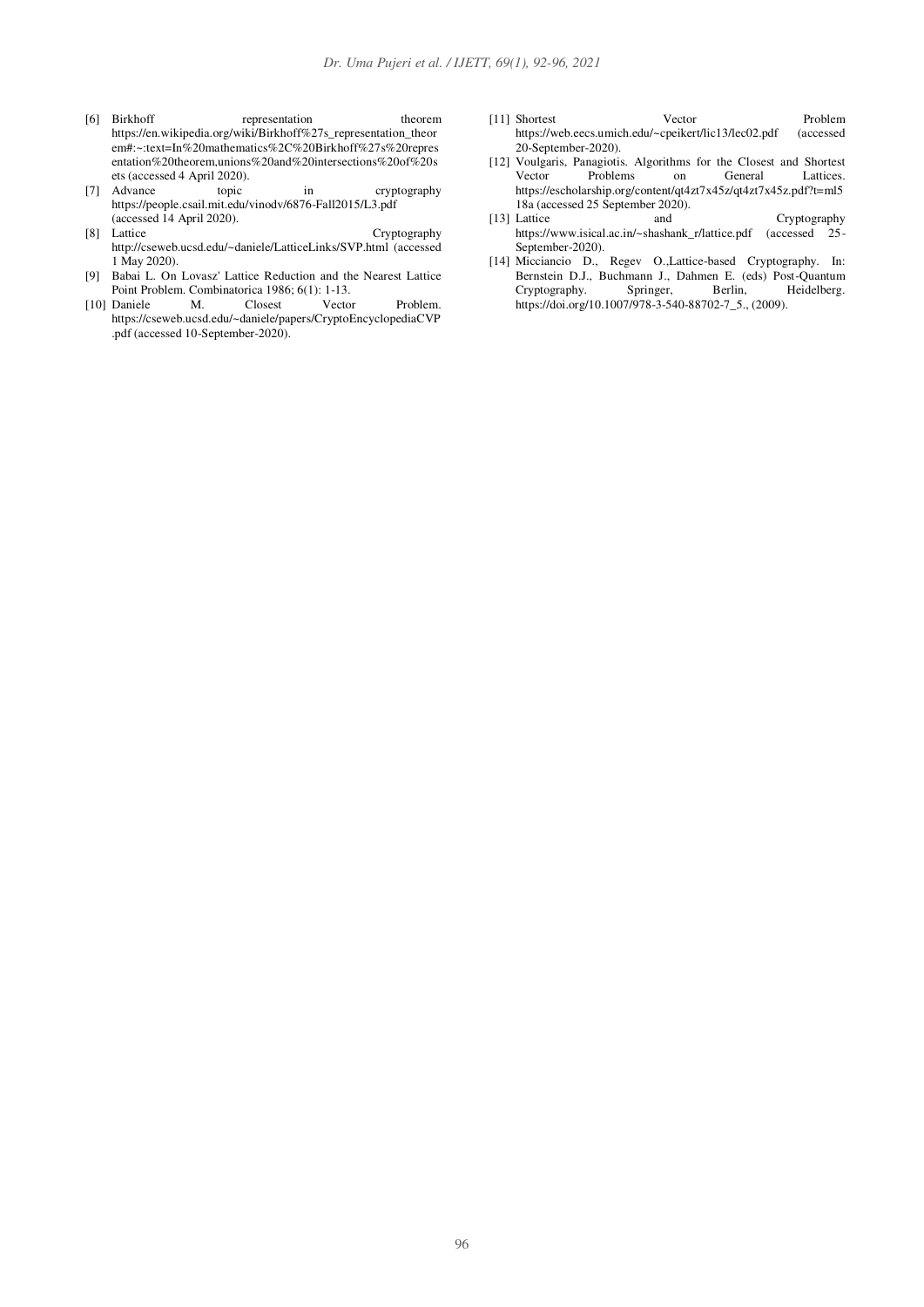[6] Birkhoff representation theorem https://en.wikipedia.org/wiki/Birkhoff%27s_representation_theorem#:~:text=In%20mathematics%2C%20Birkhoff%27s%20representation%20theorem,unions%20and%20intersections%20of%20sets (accessed 4 April 2020).

[7] Advance topic in cryptography https://people.csail.mit.edu/vinodv/6876-Fall2015/L3.pdf (accessed 14 April 2020).

[8] Lattice Cryptography http://cseweb.ucsd.edu/~daniele/LatticeLinks/SVP.html (accessed 1 May 2020).

[9] Babai L. On Lovasz' Lattice Reduction and the Nearest Lattice Point Problem. Combinatorica 1986; 6(1): 1-13.

[10] Daniele M. Closest Vector Problem. https://cseweb.ucsd.edu/~daniele/papers/CryptoEncyclopediaCVP.pdf (accessed 10-September-2020).

[11] Shortest Vector Problem https://web.eecs.umich.edu/~cpeikert/lic13/lec02.pdf (accessed 20-September-2020).

[12] Voulgaris, Panagiotis. Algorithms for the Closest and Shortest Vector Problems on General Lattices. https://escholarship.org/content/qt4zt7x45z/qt4zt7x45z.pdf?t=ml518a (accessed 25 September 2020).

[13] Lattice and Cryptography https://www.isical.ac.in/~shashank_r/lattice.pdf (accessed 25-September-2020).

[14] Micciancio D., Regev O.,Lattice-based Cryptography. In: Bernstein D.J., Buchmann J., Dahmen E. (eds) Post-Quantum Cryptography. Springer, Berlin, Heidelberg. https://doi.org/10.1007/978-3-540-88702-7_5., (2009).